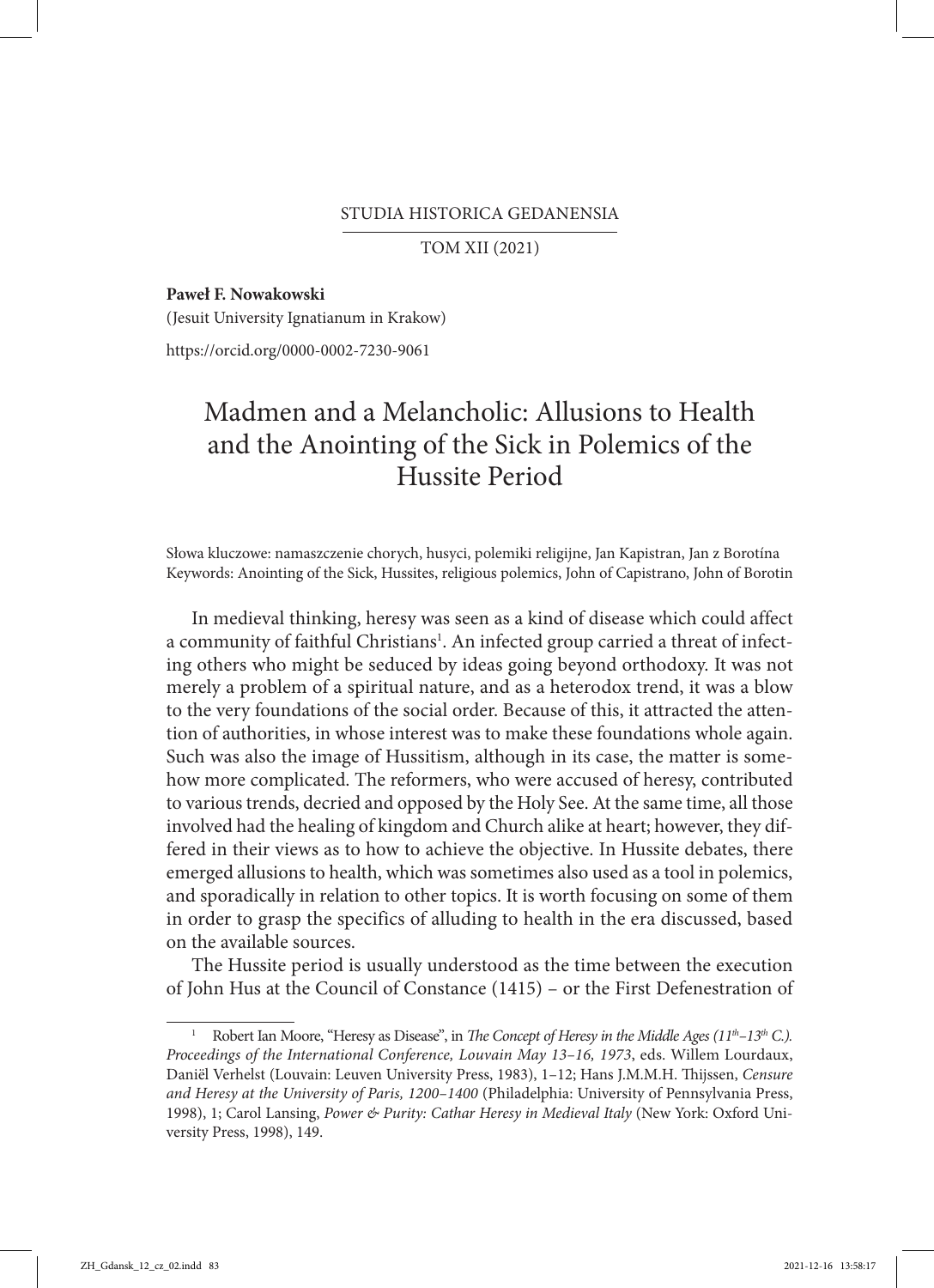STUDIA HISTORICA GEDANENSIA

TOM XII (2021)

**Paweł F. Nowakowski**
(Jesuit University Ignatianum in Krakow)

https://orcid.org/0000-0002-7230-9061

# Madmen and a Melancholic: Allusions to Health and the Anointing of the Sick in Polemics of the Hussite Period

Słowa kluczowe: namaszczenie chorych, husyci, polemiki religijne, Jan Kapistran, Jan z Borotína
Keywords: Anointing of the Sick, Hussites, religious polemics, John of Capistrano, John of Borotin

In medieval thinking, heresy was seen as a kind of disease which could affect a community of faithful Christians[1]. An infected group carried a threat of infecting others who might be seduced by ideas going beyond orthodoxy. It was not merely a problem of a spiritual nature, and as a heterodox trend, it was a blow to the very foundations of the social order. Because of this, it attracted the attention of authorities, in whose interest was to make these foundations whole again. Such was also the image of Hussitism, although in its case, the matter is somehow more complicated. The reformers, who were accused of heresy, contributed to various trends, decried and opposed by the Holy See. At the same time, all those involved had the healing of kingdom and Church alike at heart; however, they differed in their views as to how to achieve the objective. In Hussite debates, there emerged allusions to health, which was sometimes also used as a tool in polemics, and sporadically in relation to other topics. It is worth focusing on some of them in order to grasp the specifics of alluding to health in the era discussed, based on the available sources.

The Hussite period is usually understood as the time between the execution of John Hus at the Council of Constance (1415) – or the First Defenestration of

[1] Robert Ian Moore, "Heresy as Disease", in *The Concept of Heresy in the Middle Ages (11th–13th C.). Proceedings of the International Conference, Louvain May 13–16, 1973*, eds. Willem Lourdaux, Daniël Verhelst (Louvain: Leuven University Press, 1983), 1–12; Hans J.M.M.H. Thijssen, *Censure and Heresy at the University of Paris, 1200–1400* (Philadelphia: University of Pennsylvania Press, 1998), 1; Carol Lansing, *Power & Purity: Cathar Heresy in Medieval Italy* (New York: Oxford University Press, 1998), 149.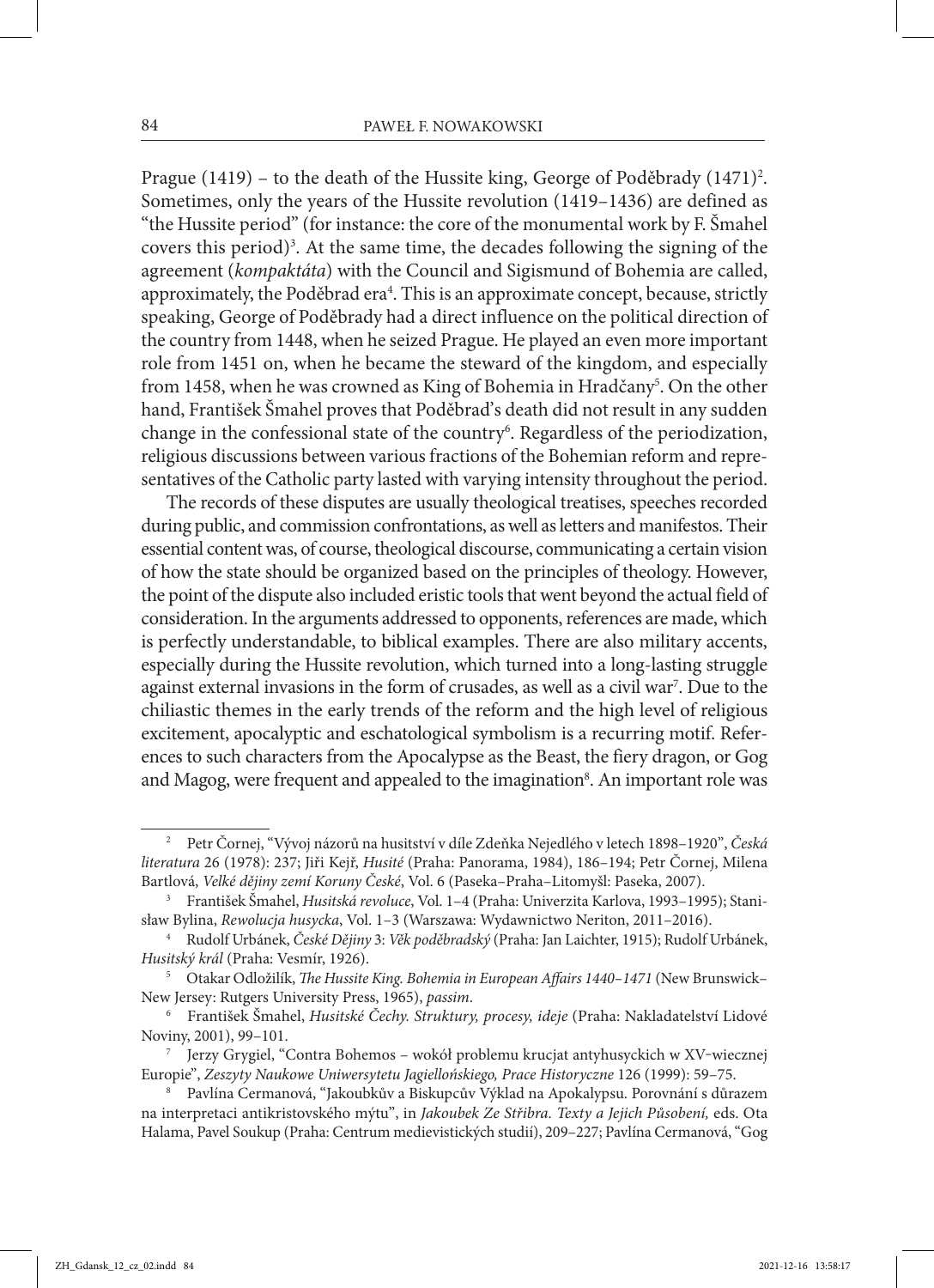Prague (1419) – to the death of the Hussite king, George of Poděbrady (1471)[2]. Sometimes, only the years of the Hussite revolution (1419–1436) are defined as "the Hussite period" (for instance: the core of the monumental work by F. Šmahel covers this period)[3]. At the same time, the decades following the signing of the agreement (*kompaktáta*) with the Council and Sigismund of Bohemia are called, approximately, the Poděbrad era[4]. This is an approximate concept, because, strictly speaking, George of Poděbrady had a direct influence on the political direction of the country from 1448, when he seized Prague. He played an even more important role from 1451 on, when he became the steward of the kingdom, and especially from 1458, when he was crowned as King of Bohemia in Hradčany[5]. On the other hand, František Šmahel proves that Poděbrad's death did not result in any sudden change in the confessional state of the country[6]. Regardless of the periodization, religious discussions between various fractions of the Bohemian reform and representatives of the Catholic party lasted with varying intensity throughout the period.

The records of these disputes are usually theological treatises, speeches recorded during public, and commission confrontations, as well as letters and manifestos. Their essential content was, of course, theological discourse, communicating a certain vision of how the state should be organized based on the principles of theology. However, the point of the dispute also included eristic tools that went beyond the actual field of consideration. In the arguments addressed to opponents, references are made, which is perfectly understandable, to biblical examples. There are also military accents, especially during the Hussite revolution, which turned into a long-lasting struggle against external invasions in the form of crusades, as well as a civil war[7]. Due to the chiliastic themes in the early trends of the reform and the high level of religious excitement, apocalyptic and eschatological symbolism is a recurring motif. References to such characters from the Apocalypse as the Beast, the fiery dragon, or Gog and Magog, were frequent and appealed to the imagination[8]. An important role was

---

[2] Petr Čornej, "Vývoj názorů na husitství v díle Zdeňka Nejedlého v letech 1898–1920", *Česká literatura* 26 (1978): 237; Jiři Kejř, *Husité* (Praha: Panorama, 1984), 186–194; Petr Čornej, Milena Bartlová, *Velké dějiny zemí Koruny České*, Vol. 6 (Paseka–Praha–Litomyšl: Paseka, 2007).

[3] František Šmahel, *Husitská revoluce*, Vol. 1–4 (Praha: Univerzita Karlova, 1993–1995); Stanisław Bylina, *Rewolucja husycka*, Vol. 1–3 (Warszawa: Wydawnictwo Neriton, 2011–2016).

[4] Rudolf Urbánek, *České Dějiny* 3: *Věk poděbradský* (Praha: Jan Laichter, 1915); Rudolf Urbánek, *Husitský král* (Praha: Vesmír, 1926).

[5] Otakar Odložilík, *The Hussite King. Bohemia in European Affairs 1440–1471* (New Brunswick–New Jersey: Rutgers University Press, 1965), *passim*.

[6] František Šmahel, *Husitské Čechy. Struktury, procesy, ideje* (Praha: Nakladatelství Lidové Noviny, 2001), 99–101.

[7] Jerzy Grygiel, "Contra Bohemos – wokół problemu krucjat antyhusyckich w XV-wiecznej Europie", *Zeszyty Naukowe Uniwersytetu Jagiellońskiego, Prace Historyczne* 126 (1999): 59–75.

[8] Pavlína Cermanová, "Jakoubkův a Biskupcův Výklad na Apokalypsu. Porovnání s důrazem na interpretaci antikristovského mýtu", in *Jakoubek Ze Stříbra. Texty a Jejich Působení,* eds. Ota Halama, Pavel Soukup (Praha: Centrum medievistických studií), 209–227; Pavlína Cermanová, "Gog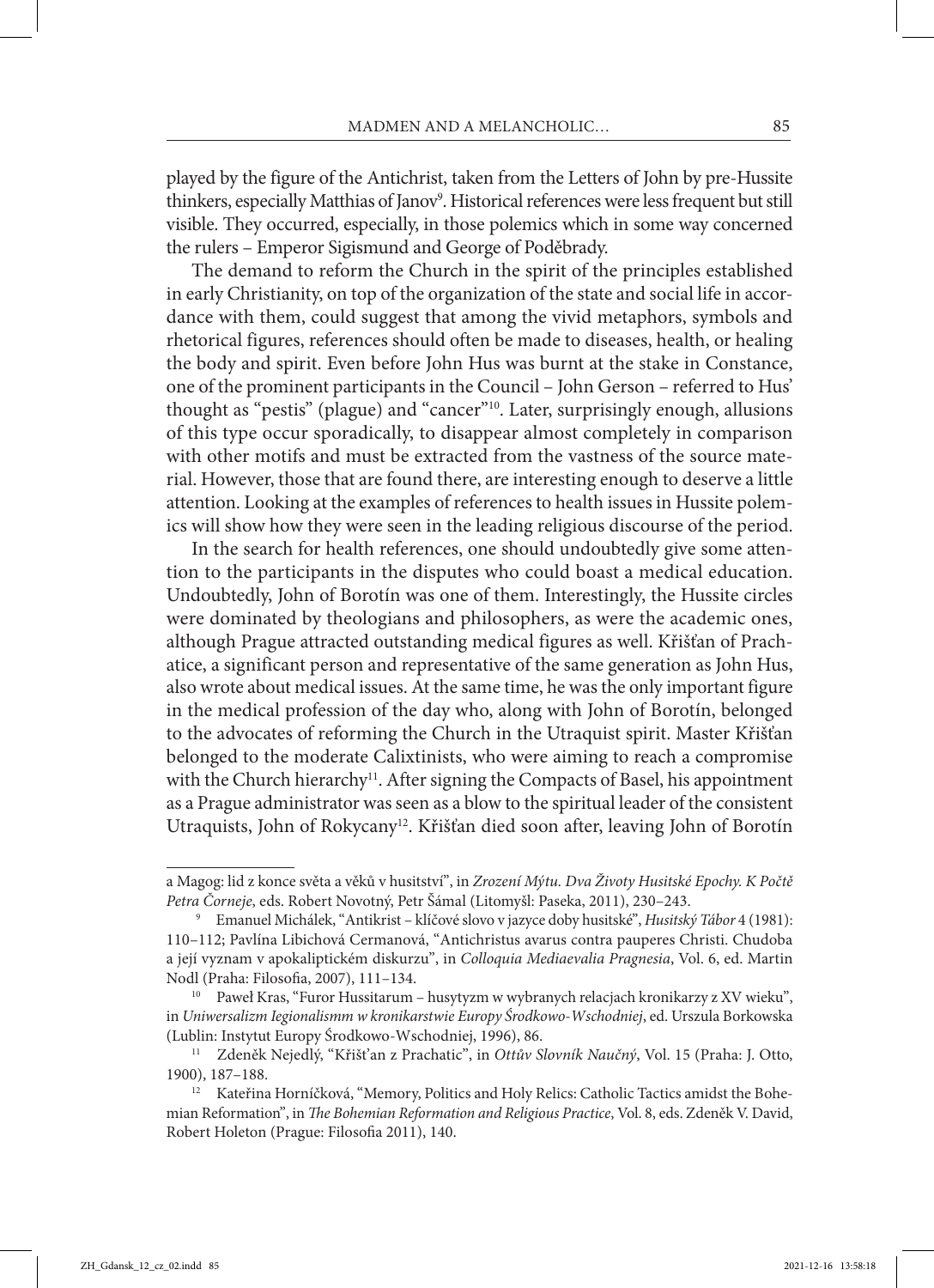played by the figure of the Antichrist, taken from the Letters of John by pre-Hussite thinkers, especially Matthias of Janov[9]. Historical references were less frequent but still visible. They occurred, especially, in those polemics which in some way concerned the rulers – Emperor Sigismund and George of Poděbrady.

The demand to reform the Church in the spirit of the principles established in early Christianity, on top of the organization of the state and social life in accordance with them, could suggest that among the vivid metaphors, symbols and rhetorical figures, references should often be made to diseases, health, or healing the body and spirit. Even before John Hus was burnt at the stake in Constance, one of the prominent participants in the Council – John Gerson – referred to Hus' thought as "pestis" (plague) and "cancer"[10]. Later, surprisingly enough, allusions of this type occur sporadically, to disappear almost completely in comparison with other motifs and must be extracted from the vastness of the source material. However, those that are found there, are interesting enough to deserve a little attention. Looking at the examples of references to health issues in Hussite polemics will show how they were seen in the leading religious discourse of the period.

In the search for health references, one should undoubtedly give some attention to the participants in the disputes who could boast a medical education. Undoubtedly, John of Borotín was one of them. Interestingly, the Hussite circles were dominated by theologians and philosophers, as were the academic ones, although Prague attracted outstanding medical figures as well. Křišťan of Prachatice, a significant person and representative of the same generation as John Hus, also wrote about medical issues. At the same time, he was the only important figure in the medical profession of the day who, along with John of Borotín, belonged to the advocates of reforming the Church in the Utraquist spirit. Master Křišťan belonged to the moderate Calixtinists, who were aiming to reach a compromise with the Church hierarchy[11]. After signing the Compacts of Basel, his appointment as a Prague administrator was seen as a blow to the spiritual leader of the consistent Utraquists, John of Rokycany[12]. Křišťan died soon after, leaving John of Borotín

---

a Magog: lid z konce světa a věků v husitství", in *Zrození Mýtu. Dva Životy Husitské Epochy. K Počtě Petra Čorneje*, eds. Robert Novotný, Petr Šámal (Litomyšl: Paseka, 2011), 230–243.

[9] Emanuel Michálek, "Antikrist – klíčové slovo v jazyce doby husitské", *Husitský Tábor* 4 (1981): 110–112; Pavlína Libichová Cermanová, "Antichristus avarus contra pauperes Christi. Chudoba a její vyznam v apokaliptickém diskurzu", in *Colloquia Mediaevalia Pragnesia*, Vol. 6, ed. Martin Nodl (Praha: Filosofia, 2007), 111–134.

[10] Paweł Kras, "Furor Hussitarum – husytyzm w wybranych relacjach kronikarzy z XV wieku", in *Uniwersalizm Iegionalismm w kronikarstwie Europy Środkowo-Wschodniej*, ed. Urszula Borkowska (Lublin: Instytut Europy Środkowo-Wschodniej, 1996), 86.

[11] Zdeněk Nejedlý, "Křišťan z Prachatic", in *Ottův Slovník Naučný*, Vol. 15 (Praha: J. Otto, 1900), 187–188.

[12] Kateřina Horníčková, "Memory, Politics and Holy Relics: Catholic Tactics amidst the Bohemian Reformation", in *The Bohemian Reformation and Religious Practice*, Vol. 8, eds. Zdeněk V. David, Robert Holeton (Prague: Filosofia 2011), 140.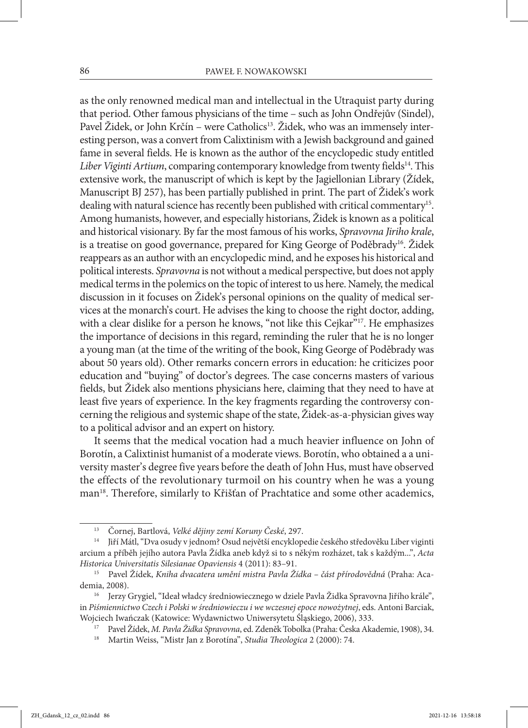as the only renowned medical man and intellectual in the Utraquist party during that period. Other famous physicians of the time – such as John Ondřejův (Sindel), Pavel Židek, or John Krčín – were Catholics[13]. Židek, who was an immensely interesting person, was a convert from Calixtinism with a Jewish background and gained fame in several fields. He is known as the author of the encyclopedic study entitled *Liber Viginti Artium*, comparing contemporary knowledge from twenty fields[14]. This extensive work, the manuscript of which is kept by the Jagiellonian Library (Žídek, Manuscript BJ 257), has been partially published in print. The part of Židek's work dealing with natural science has recently been published with critical commentary[15]. Among humanists, however, and especially historians, Židek is known as a political and historical visionary. By far the most famous of his works, *Spravovna Jiriho krale*, is a treatise on good governance, prepared for King George of Poděbrady[16]. Židek reappears as an author with an encyclopedic mind, and he exposes his historical and political interests. *Spravovna* is not without a medical perspective, but does not apply medical terms in the polemics on the topic of interest to us here. Namely, the medical discussion in it focuses on Židek's personal opinions on the quality of medical services at the monarch's court. He advises the king to choose the right doctor, adding, with a clear dislike for a person he knows, "not like this Cejkar"[17]. He emphasizes the importance of decisions in this regard, reminding the ruler that he is no longer a young man (at the time of the writing of the book, King George of Poděbrady was about 50 years old). Other remarks concern errors in education: he criticizes poor education and "buying" of doctor's degrees. The case concerns masters of various fields, but Židek also mentions physicians here, claiming that they need to have at least five years of experience. In the key fragments regarding the controversy concerning the religious and systemic shape of the state, Židek-as-a-physician gives way to a political advisor and an expert on history.

It seems that the medical vocation had a much heavier influence on John of Borotín, a Calixtinist humanist of a moderate views. Borotín, who obtained a a university master's degree five years before the death of John Hus, must have observed the effects of the revolutionary turmoil on his country when he was a young man[18]. Therefore, similarly to Křišťan of Prachtatice and some other academics,

---

[13] Čornej, Bartlová, *Velké dějiny zemí Koruny České*, 297.

[14] Jiří Mátl, "Dva osudy v jednom? Osud největší encyklopedie českého středověku Liber viginti arcium a příběh jejího autora Pavla Žídka aneb když si to s někým rozházet, tak s každým...", *Acta Historica Universitatis Silesianae Opaviensis* 4 (2011): 83–91.

[15] Pavel Žídek, *Kniha dvacatera umění mistra Pavla Žídka – část přírodovědná* (Praha: Academia, 2008).

[16] Jerzy Grygiel, "Ideał władcy średniowiecznego w dziele Pavla Židka Spravovna Jiřího krále", in *Piśmiennictwo Czech i Polski w średniowieczu i we wczesnej epoce nowożytnej*, eds. Antoni Barciak, Wojciech Iwańczak (Katowice: Wydawnictwo Uniwersytetu Śląskiego, 2006), 333.

[17] Pavel Žídek, *M. Pavla Židka Spravovna*, ed. Zdeněk Tobolka (Praha: Česka Akademie, 1908), 34.

[18] Martin Weiss, "Mistr Jan z Borotína", *Studia Theologica* 2 (2000): 74.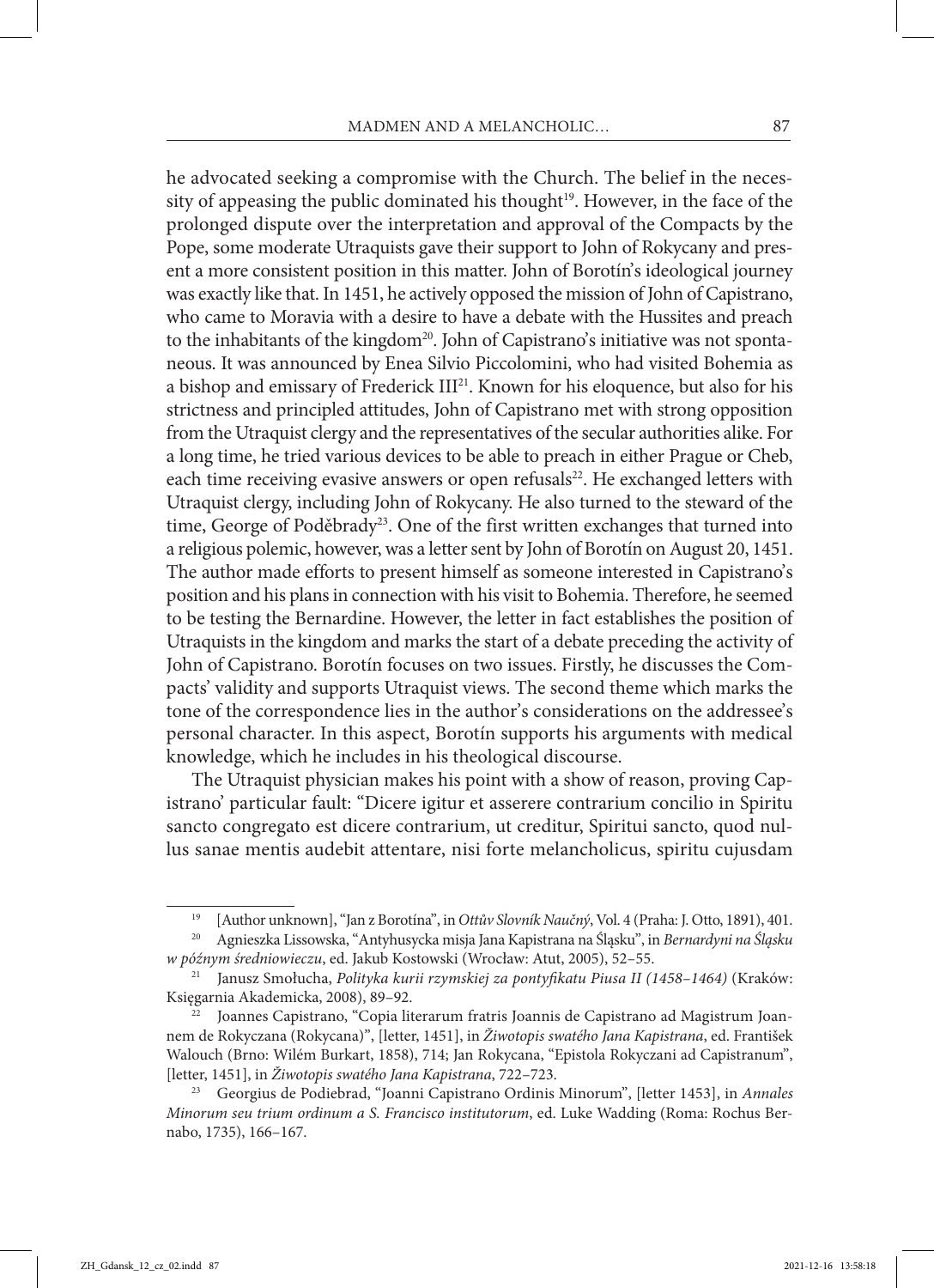he advocated seeking a compromise with the Church. The belief in the necessity of appeasing the public dominated his thought[19]. However, in the face of the prolonged dispute over the interpretation and approval of the Compacts by the Pope, some moderate Utraquists gave their support to John of Rokycany and present a more consistent position in this matter. John of Borotín's ideological journey was exactly like that. In 1451, he actively opposed the mission of John of Capistrano, who came to Moravia with a desire to have a debate with the Hussites and preach to the inhabitants of the kingdom[20]. John of Capistrano's initiative was not spontaneous. It was announced by Enea Silvio Piccolomini, who had visited Bohemia as a bishop and emissary of Frederick III[21]. Known for his eloquence, but also for his strictness and principled attitudes, John of Capistrano met with strong opposition from the Utraquist clergy and the representatives of the secular authorities alike. For a long time, he tried various devices to be able to preach in either Prague or Cheb, each time receiving evasive answers or open refusals[22]. He exchanged letters with Utraquist clergy, including John of Rokycany. He also turned to the steward of the time, George of Poděbrady[23]. One of the first written exchanges that turned into a religious polemic, however, was a letter sent by John of Borotín on August 20, 1451. The author made efforts to present himself as someone interested in Capistrano's position and his plans in connection with his visit to Bohemia. Therefore, he seemed to be testing the Bernardine. However, the letter in fact establishes the position of Utraquists in the kingdom and marks the start of a debate preceding the activity of John of Capistrano. Borotín focuses on two issues. Firstly, he discusses the Compacts' validity and supports Utraquist views. The second theme which marks the tone of the correspondence lies in the author's considerations on the addressee's personal character. In this aspect, Borotín supports his arguments with medical knowledge, which he includes in his theological discourse.

The Utraquist physician makes his point with a show of reason, proving Capistrano' particular fault: "Dicere igitur et asserere contrarium concilio in Spiritu sancto congregato est dicere contrarium, ut creditur, Spiritui sancto, quod nullus sanae mentis audebit attentare, nisi forte melancholicus, spiritu cujusdam

---

[19] [Author unknown], "Jan z Borotína", in *Ottův Slovník Naučný*, Vol. 4 (Praha: J. Otto, 1891), 401.

[20] Agnieszka Lissowska, "Antyhusycka misja Jana Kapistrana na Śląsku", in *Bernardyni na Śląsku w późnym średniowieczu*, ed. Jakub Kostowski (Wrocław: Atut, 2005), 52–55.

[21] Janusz Smołucha, *Polityka kurii rzymskiej za pontyfikatu Piusa II (1458–1464)* (Kraków: Księgarnia Akademicka, 2008), 89–92.

[22] Joannes Capistrano, "Copia literarum fratris Joannis de Capistrano ad Magistrum Joannem de Rokyczana (Rokycana)", [letter, 1451], in *Žiwotopis swatého Jana Kapistrana*, ed. František Walouch (Brno: Wilém Burkart, 1858), 714; Jan Rokycana, "Epistola Rokyczani ad Capistranum", [letter, 1451], in *Žiwotopis swatého Jana Kapistrana*, 722–723.

[23] Georgius de Podiebrad, "Joanni Capistrano Ordinis Minorum", [letter 1453], in *Annales Minorum seu trium ordinum a S. Francisco institutorum*, ed. Luke Wadding (Roma: Rochus Bernabo, 1735), 166–167.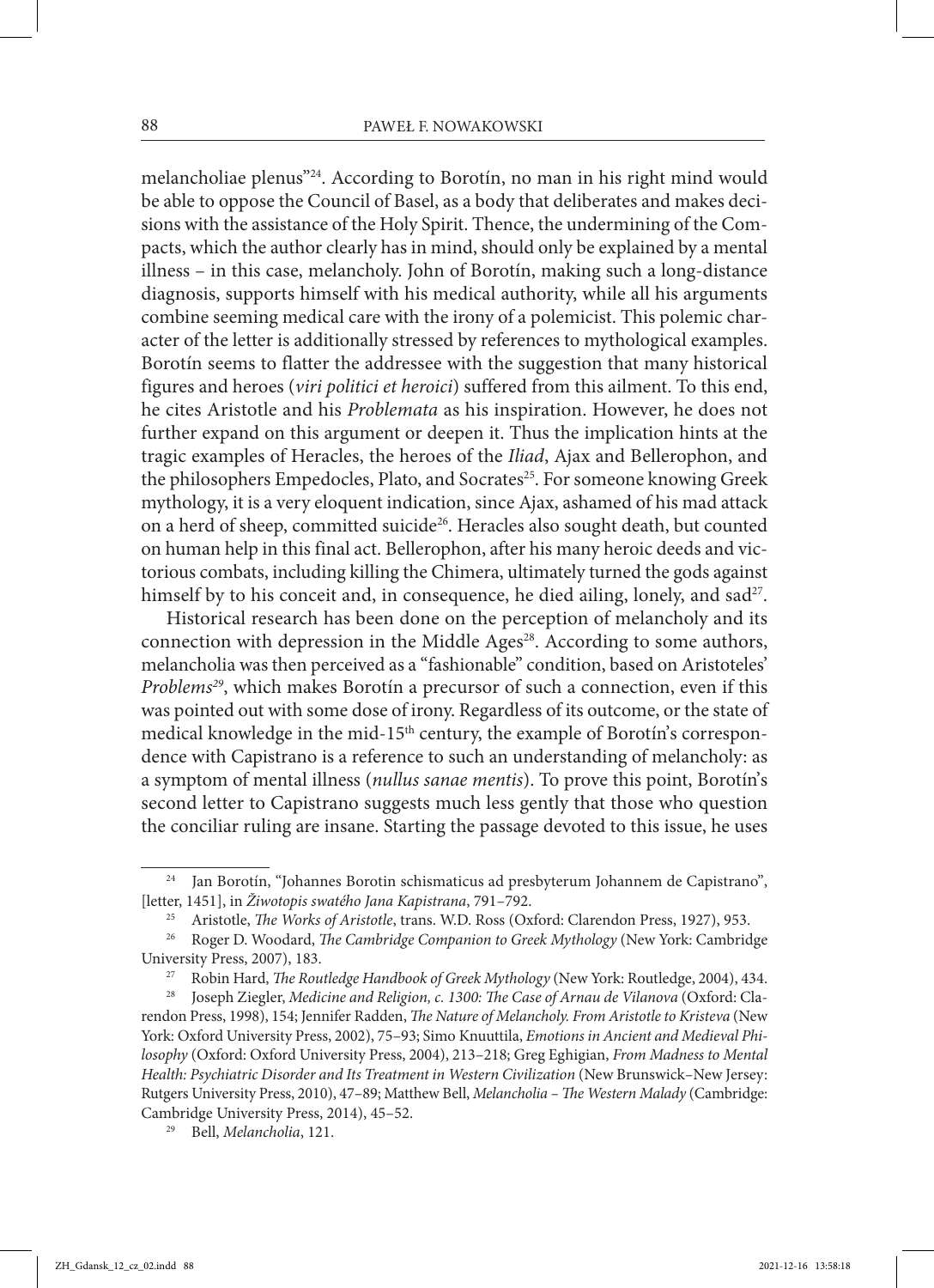melancholiae plenus"[24]. According to Borotín, no man in his right mind would be able to oppose the Council of Basel, as a body that deliberates and makes decisions with the assistance of the Holy Spirit. Thence, the undermining of the Compacts, which the author clearly has in mind, should only be explained by a mental illness – in this case, melancholy. John of Borotín, making such a long-distance diagnosis, supports himself with his medical authority, while all his arguments combine seeming medical care with the irony of a polemicist. This polemic character of the letter is additionally stressed by references to mythological examples. Borotín seems to flatter the addressee with the suggestion that many historical figures and heroes (*viri politici et heroici*) suffered from this ailment. To this end, he cites Aristotle and his *Problemata* as his inspiration. However, he does not further expand on this argument or deepen it. Thus the implication hints at the tragic examples of Heracles, the heroes of the *Iliad*, Ajax and Bellerophon, and the philosophers Empedocles, Plato, and Socrates[25]. For someone knowing Greek mythology, it is a very eloquent indication, since Ajax, ashamed of his mad attack on a herd of sheep, committed suicide[26]. Heracles also sought death, but counted on human help in this final act. Bellerophon, after his many heroic deeds and victorious combats, including killing the Chimera, ultimately turned the gods against himself by to his conceit and, in consequence, he died ailing, lonely, and sad[27].

Historical research has been done on the perception of melancholy and its connection with depression in the Middle Ages[28]. According to some authors, melancholia was then perceived as a "fashionable" condition, based on Aristoteles' *Problems*[29], which makes Borotín a precursor of such a connection, even if this was pointed out with some dose of irony. Regardless of its outcome, or the state of medical knowledge in the mid-15th century, the example of Borotín's correspondence with Capistrano is a reference to such an understanding of melancholy: as a symptom of mental illness (*nullus sanae mentis*). To prove this point, Borotín's second letter to Capistrano suggests much less gently that those who question the conciliar ruling are insane. Starting the passage devoted to this issue, he uses

---

[24] Jan Borotín, "Johannes Borotin schismaticus ad presbyterum Johannem de Capistrano", [letter, 1451], in *Žiwotopis swatého Jana Kapistrana*, 791–792.

[25] Aristotle, *The Works of Aristotle*, trans. W.D. Ross (Oxford: Clarendon Press, 1927), 953.

[26] Roger D. Woodard, *The Cambridge Companion to Greek Mythology* (New York: Cambridge University Press, 2007), 183.

[27] Robin Hard, *The Routledge Handbook of Greek Mythology* (New York: Routledge, 2004), 434.

[28] Joseph Ziegler, *Medicine and Religion, c. 1300: The Case of Arnau de Vilanova* (Oxford: Clarendon Press, 1998), 154; Jennifer Radden, *The Nature of Melancholy. From Aristotle to Kristeva* (New York: Oxford University Press, 2002), 75–93; Simo Knuuttila, *Emotions in Ancient and Medieval Philosophy* (Oxford: Oxford University Press, 2004), 213–218; Greg Eghigian, *From Madness to Mental Health: Psychiatric Disorder and Its Treatment in Western Civilization* (New Brunswick–New Jersey: Rutgers University Press, 2010), 47–89; Matthew Bell, *Melancholia – The Western Malady* (Cambridge: Cambridge University Press, 2014), 45–52.

[29] Bell, *Melancholia*, 121.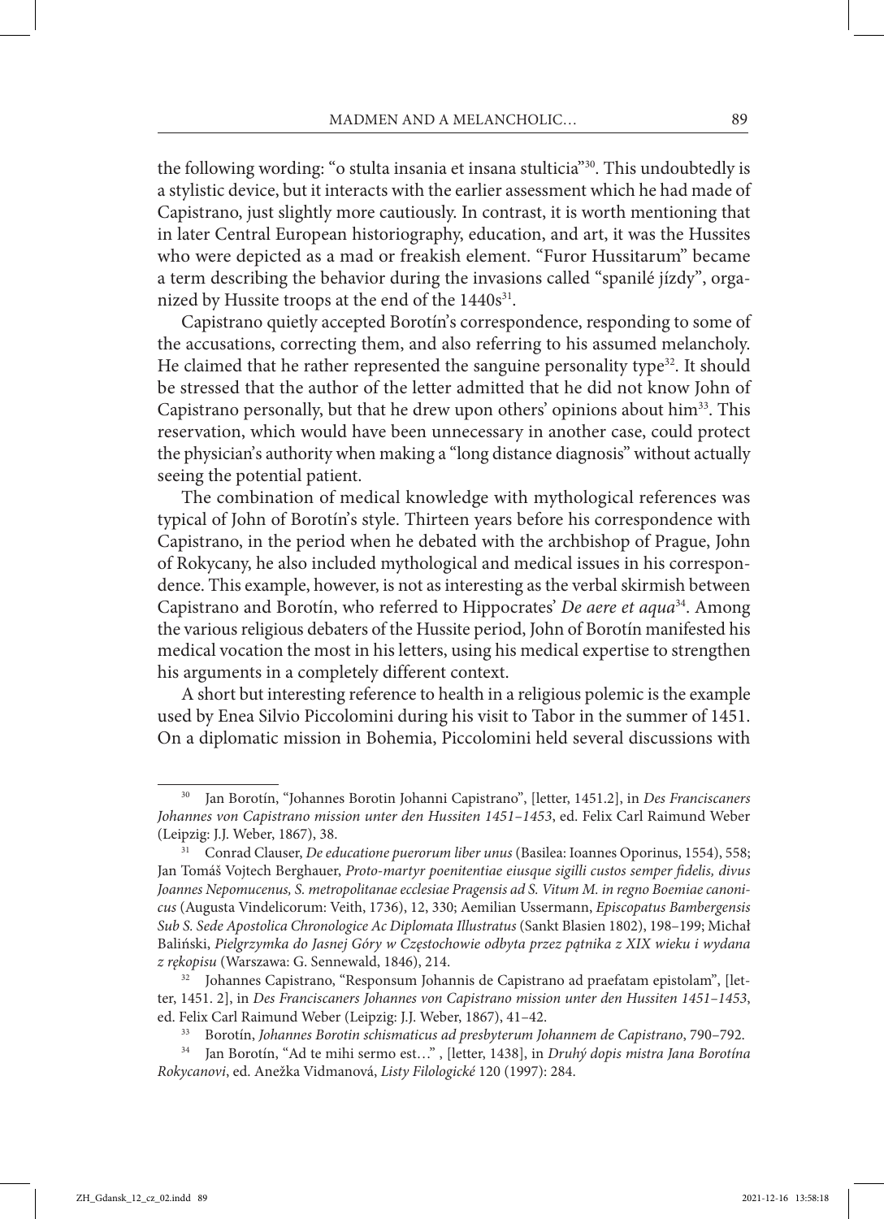the following wording: "o stulta insania et insana stulticia"[30]. This undoubtedly is a stylistic device, but it interacts with the earlier assessment which he had made of Capistrano, just slightly more cautiously. In contrast, it is worth mentioning that in later Central European historiography, education, and art, it was the Hussites who were depicted as a mad or freakish element. "Furor Hussitarum" became a term describing the behavior during the invasions called "spanilé jízdy", organized by Hussite troops at the end of the 1440s[31].

Capistrano quietly accepted Borotín's correspondence, responding to some of the accusations, correcting them, and also referring to his assumed melancholy. He claimed that he rather represented the sanguine personality type[32]. It should be stressed that the author of the letter admitted that he did not know John of Capistrano personally, but that he drew upon others' opinions about him[33]. This reservation, which would have been unnecessary in another case, could protect the physician's authority when making a "long distance diagnosis" without actually seeing the potential patient.

The combination of medical knowledge with mythological references was typical of John of Borotín's style. Thirteen years before his correspondence with Capistrano, in the period when he debated with the archbishop of Prague, John of Rokycany, he also included mythological and medical issues in his correspondence. This example, however, is not as interesting as the verbal skirmish between Capistrano and Borotín, who referred to Hippocrates' *De aere et aqua*[34]. Among the various religious debaters of the Hussite period, John of Borotín manifested his medical vocation the most in his letters, using his medical expertise to strengthen his arguments in a completely different context.

A short but interesting reference to health in a religious polemic is the example used by Enea Silvio Piccolomini during his visit to Tabor in the summer of 1451. On a diplomatic mission in Bohemia, Piccolomini held several discussions with

---

[30] Jan Borotín, "Johannes Borotin Johanni Capistrano", [letter, 1451.2], in *Des Franciscaners Johannes von Capistrano mission unter den Hussiten 1451–1453*, ed. Felix Carl Raimund Weber (Leipzig: J.J. Weber, 1867), 38.

[31] Conrad Clauser, *De educatione puerorum liber unus* (Basilea: Ioannes Oporinus, 1554), 558; Jan Tomáš Vojtech Berghauer, *Proto-martyr poenitentiae eiusque sigilli custos semper fidelis, divus Joannes Nepomucenus, S. metropolitanae ecclesiae Pragensis ad S. Vitum M. in regno Boemiae canonicus* (Augusta Vindelicorum: Veith, 1736), 12, 330; Aemilian Ussermann, *Episcopatus Bambergensis Sub S. Sede Apostolica Chronologice Ac Diplomata Illustratus* (Sankt Blasien 1802), 198–199; Michał Baliński, *Pielgrzymka do Jasnej Góry w Częstochowie odbyta przez pątnika z XIX wieku i wydana z rękopisu* (Warszawa: G. Sennewald, 1846), 214.

[32] Johannes Capistrano, "Responsum Johannis de Capistrano ad praefatam epistolam", [letter, 1451. 2], in *Des Franciscaners Johannes von Capistrano mission unter den Hussiten 1451–1453*, ed. Felix Carl Raimund Weber (Leipzig: J.J. Weber, 1867), 41–42.

[33] Borotín, *Johannes Borotin schismaticus ad presbyterum Johannem de Capistrano*, 790–792.

[34] Jan Borotín, "Ad te mihi sermo est…" , [letter, 1438], in *Druhý dopis mistra Jana Borotína Rokycanovi*, ed. Anežka Vidmanová, *Listy Filologické* 120 (1997): 284.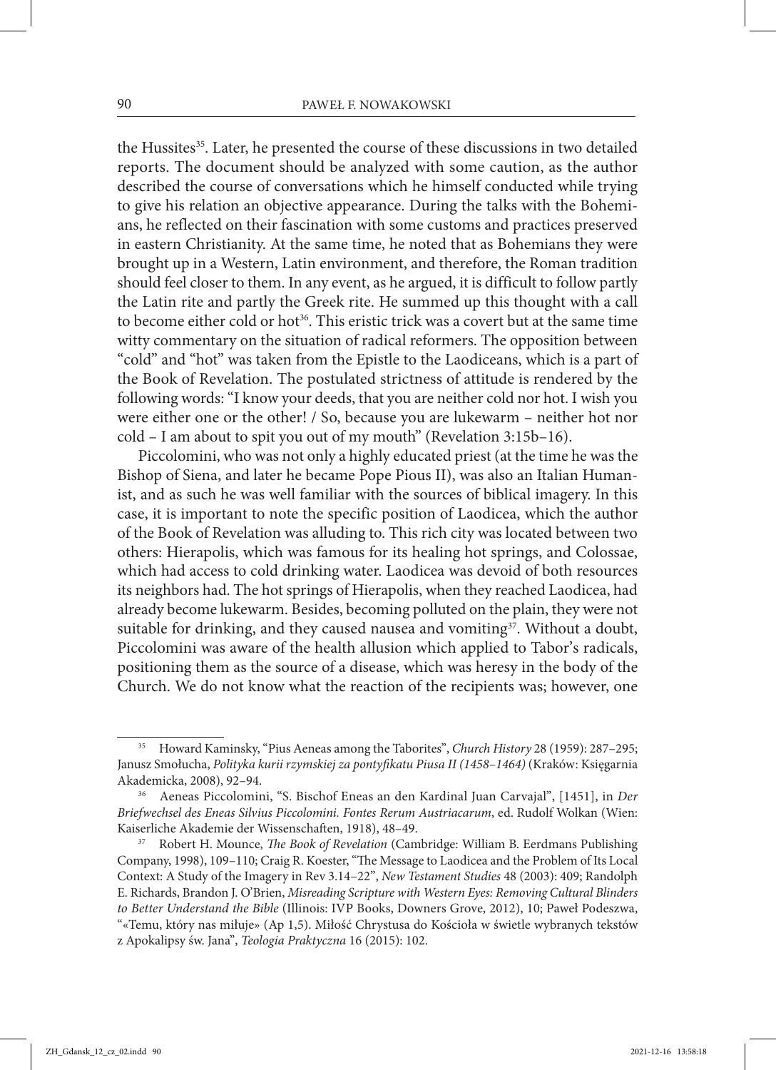the Hussites[35]. Later, he presented the course of these discussions in two detailed reports. The document should be analyzed with some caution, as the author described the course of conversations which he himself conducted while trying to give his relation an objective appearance. During the talks with the Bohemians, he reflected on their fascination with some customs and practices preserved in eastern Christianity. At the same time, he noted that as Bohemians they were brought up in a Western, Latin environment, and therefore, the Roman tradition should feel closer to them. In any event, as he argued, it is difficult to follow partly the Latin rite and partly the Greek rite. He summed up this thought with a call to become either cold or hot[36]. This eristic trick was a covert but at the same time witty commentary on the situation of radical reformers. The opposition between "cold" and "hot" was taken from the Epistle to the Laodiceans, which is a part of the Book of Revelation. The postulated strictness of attitude is rendered by the following words: "I know your deeds, that you are neither cold nor hot. I wish you were either one or the other! / So, because you are lukewarm – neither hot nor cold – I am about to spit you out of my mouth" (Revelation 3:15b–16).

Piccolomini, who was not only a highly educated priest (at the time he was the Bishop of Siena, and later he became Pope Pious II), was also an Italian Humanist, and as such he was well familiar with the sources of biblical imagery. In this case, it is important to note the specific position of Laodicea, which the author of the Book of Revelation was alluding to. This rich city was located between two others: Hierapolis, which was famous for its healing hot springs, and Colossae, which had access to cold drinking water. Laodicea was devoid of both resources its neighbors had. The hot springs of Hierapolis, when they reached Laodicea, had already become lukewarm. Besides, becoming polluted on the plain, they were not suitable for drinking, and they caused nausea and vomiting[37]. Without a doubt, Piccolomini was aware of the health allusion which applied to Tabor's radicals, positioning them as the source of a disease, which was heresy in the body of the Church. We do not know what the reaction of the recipients was; however, one

---

[35] Howard Kaminsky, "Pius Aeneas among the Taborites", *Church History* 28 (1959): 287–295; Janusz Smołucha, *Polityka kurii rzymskiej za pontyfikatu Piusa II (1458–1464)* (Kraków: Księgarnia Akademicka, 2008), 92–94.

[36] Aeneas Piccolomini, "S. Bischof Eneas an den Kardinal Juan Carvajal", [1451], in *Der Briefwechsel des Eneas Silvius Piccolomini. Fontes Rerum Austriacarum*, ed. Rudolf Wolkan (Wien: Kaiserliche Akademie der Wissenschaften, 1918), 48–49.

[37] Robert H. Mounce, *The Book of Revelation* (Cambridge: William B. Eerdmans Publishing Company, 1998), 109–110; Craig R. Koester, "The Message to Laodicea and the Problem of Its Local Context: A Study of the Imagery in Rev 3.14–22", *New Testament Studies* 48 (2003): 409; Randolph E. Richards, Brandon J. O'Brien, *Misreading Scripture with Western Eyes: Removing Cultural Blinders to Better Understand the Bible* (Illinois: IVP Books, Downers Grove, 2012), 10; Paweł Podeszwa, "«Temu, który nas miłuje» (Ap 1,5). Miłość Chrystusa do Kościoła w świetle wybranych tekstów z Apokalipsy św. Jana", *Teologia Praktyczna* 16 (2015): 102.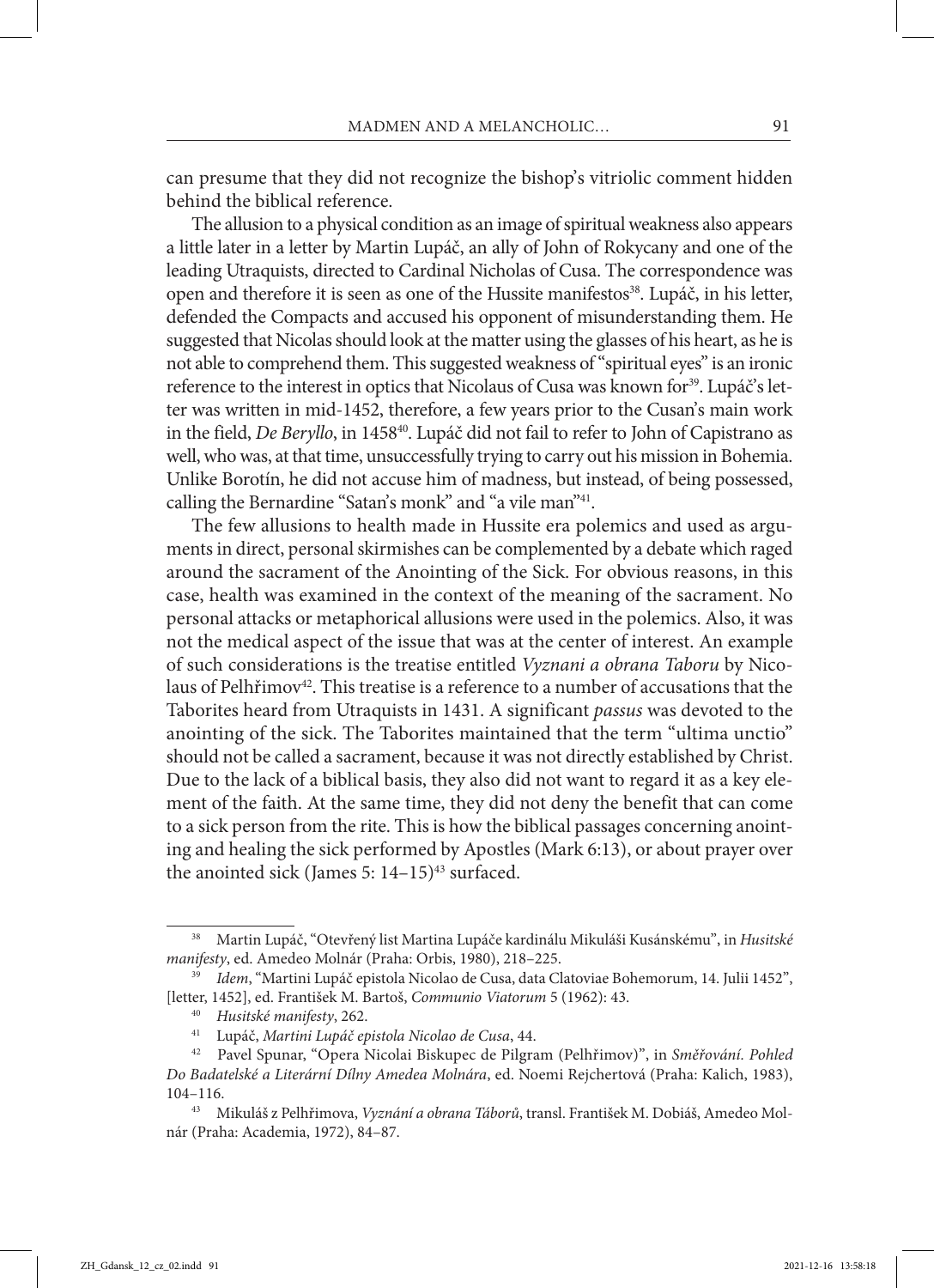can presume that they did not recognize the bishop's vitriolic comment hidden behind the biblical reference.

The allusion to a physical condition as an image of spiritual weakness also appears a little later in a letter by Martin Lupáč, an ally of John of Rokycany and one of the leading Utraquists, directed to Cardinal Nicholas of Cusa. The correspondence was open and therefore it is seen as one of the Hussite manifestos[38]. Lupáč, in his letter, defended the Compacts and accused his opponent of misunderstanding them. He suggested that Nicolas should look at the matter using the glasses of his heart, as he is not able to comprehend them. This suggested weakness of "spiritual eyes" is an ironic reference to the interest in optics that Nicolaus of Cusa was known for[39]. Lupáč's letter was written in mid-1452, therefore, a few years prior to the Cusan's main work in the field, *De Beryllo*, in 1458[40]. Lupáč did not fail to refer to John of Capistrano as well, who was, at that time, unsuccessfully trying to carry out his mission in Bohemia. Unlike Borotín, he did not accuse him of madness, but instead, of being possessed, calling the Bernardine "Satan's monk" and "a vile man"[41].

The few allusions to health made in Hussite era polemics and used as arguments in direct, personal skirmishes can be complemented by a debate which raged around the sacrament of the Anointing of the Sick. For obvious reasons, in this case, health was examined in the context of the meaning of the sacrament. No personal attacks or metaphorical allusions were used in the polemics. Also, it was not the medical aspect of the issue that was at the center of interest. An example of such considerations is the treatise entitled *Vyznani a obrana Taboru* by Nicolaus of Pelhřimov[42]. This treatise is a reference to a number of accusations that the Taborites heard from Utraquists in 1431. A significant *passus* was devoted to the anointing of the sick. The Taborites maintained that the term "ultima unctio" should not be called a sacrament, because it was not directly established by Christ. Due to the lack of a biblical basis, they also did not want to regard it as a key element of the faith. At the same time, they did not deny the benefit that can come to a sick person from the rite. This is how the biblical passages concerning anointing and healing the sick performed by Apostles (Mark 6:13), or about prayer over the anointed sick (James 5: 14–15)[43] surfaced.

---

[38] Martin Lupáč, "Otevřený list Martina Lupáče kardinálu Mikuláši Kusánskému", in *Husitské manifesty*, ed. Amedeo Molnár (Praha: Orbis, 1980), 218–225.

[39] *Idem*, "Martini Lupáč epistola Nicolao de Cusa, data Clatoviae Bohemorum, 14. Julii 1452", [letter, 1452], ed. František M. Bartoš, *Communio Viatorum* 5 (1962): 43.

[40] *Husitské manifesty*, 262.

[41] Lupáč, *Martini Lupáč epistola Nicolao de Cusa*, 44.

[42] Pavel Spunar, "Opera Nicolai Biskupec de Pilgram (Pelhřimov)", in *Směřování. Pohled Do Badatelské a Literární Dílny Amedea Molnára*, ed. Noemi Rejchertová (Praha: Kalich, 1983), 104–116.

[43] Mikuláš z Pelhřimova, *Vyznání a obrana Táborů*, transl. František M. Dobiáš, Amedeo Molnár (Praha: Academia, 1972), 84–87.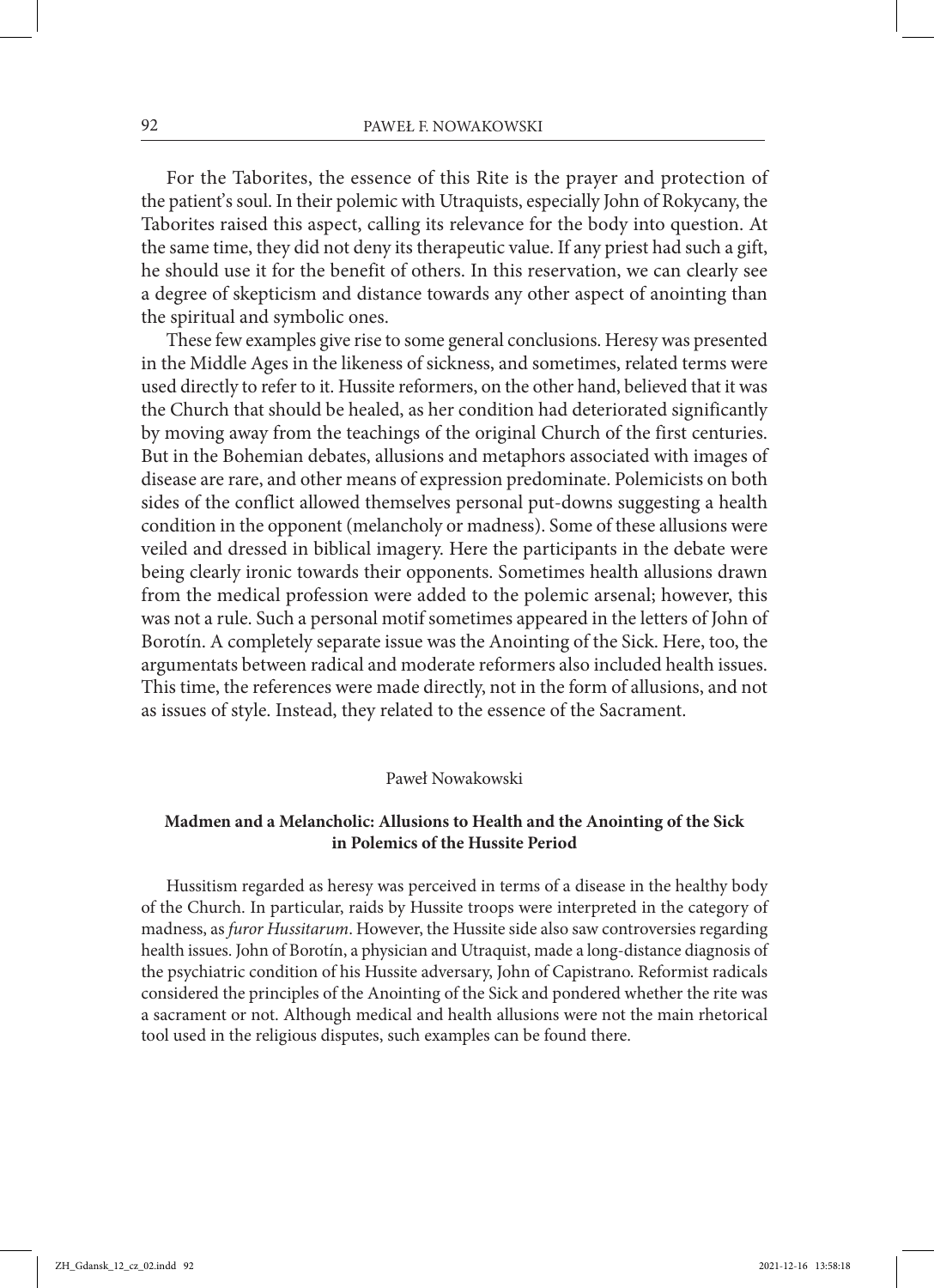For the Taborites, the essence of this Rite is the prayer and protection of the patient's soul. In their polemic with Utraquists, especially John of Rokycany, the Taborites raised this aspect, calling its relevance for the body into question. At the same time, they did not deny its therapeutic value. If any priest had such a gift, he should use it for the benefit of others. In this reservation, we can clearly see a degree of skepticism and distance towards any other aspect of anointing than the spiritual and symbolic ones.

These few examples give rise to some general conclusions. Heresy was presented in the Middle Ages in the likeness of sickness, and sometimes, related terms were used directly to refer to it. Hussite reformers, on the other hand, believed that it was the Church that should be healed, as her condition had deteriorated significantly by moving away from the teachings of the original Church of the first centuries. But in the Bohemian debates, allusions and metaphors associated with images of disease are rare, and other means of expression predominate. Polemicists on both sides of the conflict allowed themselves personal put-downs suggesting a health condition in the opponent (melancholy or madness). Some of these allusions were veiled and dressed in biblical imagery. Here the participants in the debate were being clearly ironic towards their opponents. Sometimes health allusions drawn from the medical profession were added to the polemic arsenal; however, this was not a rule. Such a personal motif sometimes appeared in the letters of John of Borotín. A completely separate issue was the Anointing of the Sick. Here, too, the argumentats between radical and moderate reformers also included health issues. This time, the references were made directly, not in the form of allusions, and not as issues of style. Instead, they related to the essence of the Sacrament.

Paweł Nowakowski

**Madmen and a Melancholic: Allusions to Health and the Anointing of the Sick in Polemics of the Hussite Period**

Hussitism regarded as heresy was perceived in terms of a disease in the healthy body of the Church. In particular, raids by Hussite troops were interpreted in the category of madness, as *furor Hussitarum*. However, the Hussite side also saw controversies regarding health issues. John of Borotín, a physician and Utraquist, made a long-distance diagnosis of the psychiatric condition of his Hussite adversary, John of Capistrano. Reformist radicals considered the principles of the Anointing of the Sick and pondered whether the rite was a sacrament or not. Although medical and health allusions were not the main rhetorical tool used in the religious disputes, such examples can be found there.